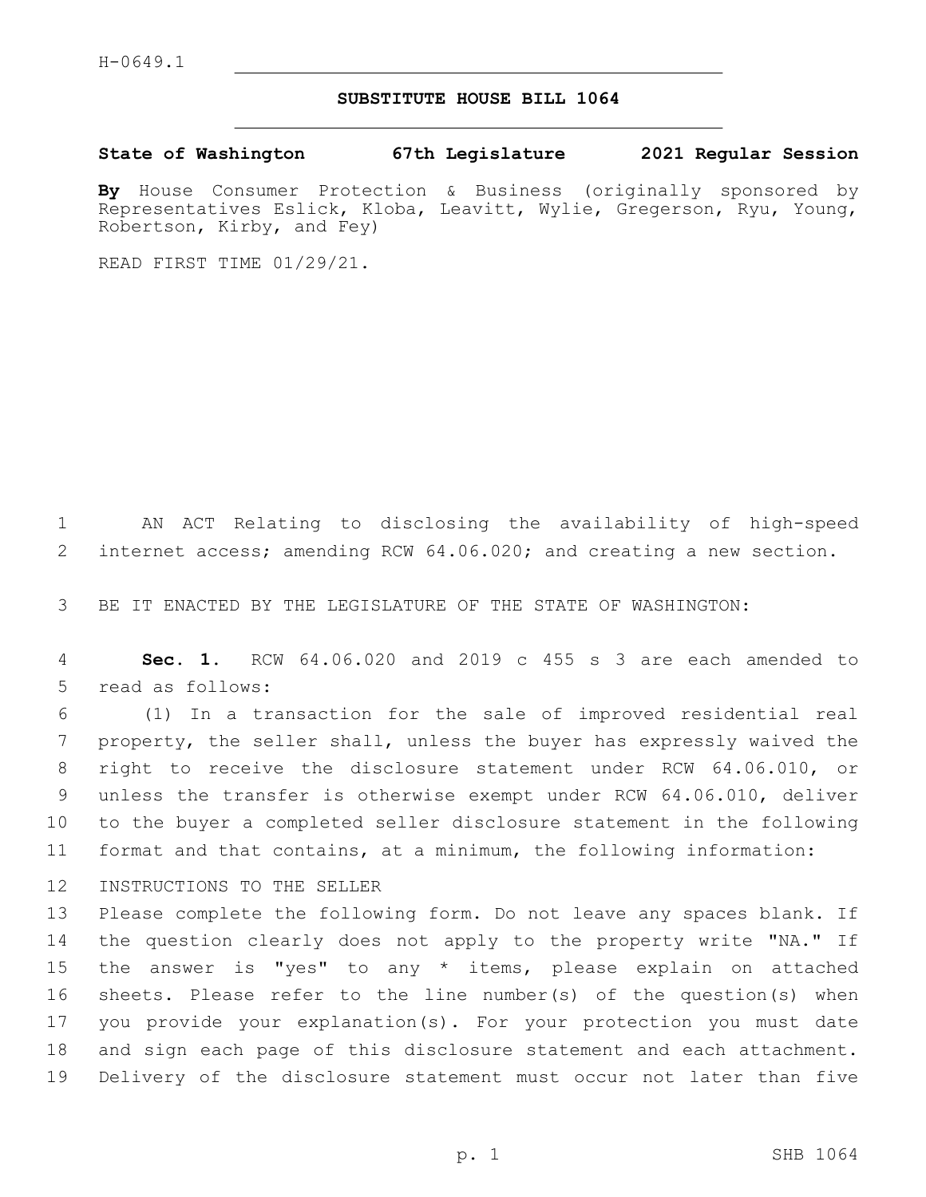H-0649.1

# SUBSTITUTE HOUSE BILL 1064

**State of Washington 67th Legislature 2021 Regular Session**

**By** House Consumer Protection & Business (originally sponsored by Representatives Eslick, Kloba, Leavitt, Wylie, Gregerson, Ryu, Young, Robertson, Kirby, and Fey)

READ FIRST TIME 01/29/21.

AN ACT Relating to disclosing the availability of high-speed internet access; amending RCW 64.06.020; and creating a new section.

BE IT ENACTED BY THE LEGISLATURE OF THE STATE OF WASHINGTON:

**Sec. 1.** RCW 64.06.020 and 2019 c 455 s 3 are each amended to read as follows:

(1) In a transaction for the sale of improved residential real property, the seller shall, unless the buyer has expressly waived the right to receive the disclosure statement under RCW 64.06.010, or unless the transfer is otherwise exempt under RCW 64.06.010, deliver to the buyer a completed seller disclosure statement in the following format and that contains, at a minimum, the following information:

INSTRUCTIONS TO THE SELLER

Please complete the following form. Do not leave any spaces blank. If the question clearly does not apply to the property write "NA." If the answer is "yes" to any * items, please explain on attached sheets. Please refer to the line number(s) of the question(s) when you provide your explanation(s). For your protection you must date and sign each page of this disclosure statement and each attachment. Delivery of the disclosure statement must occur not later than five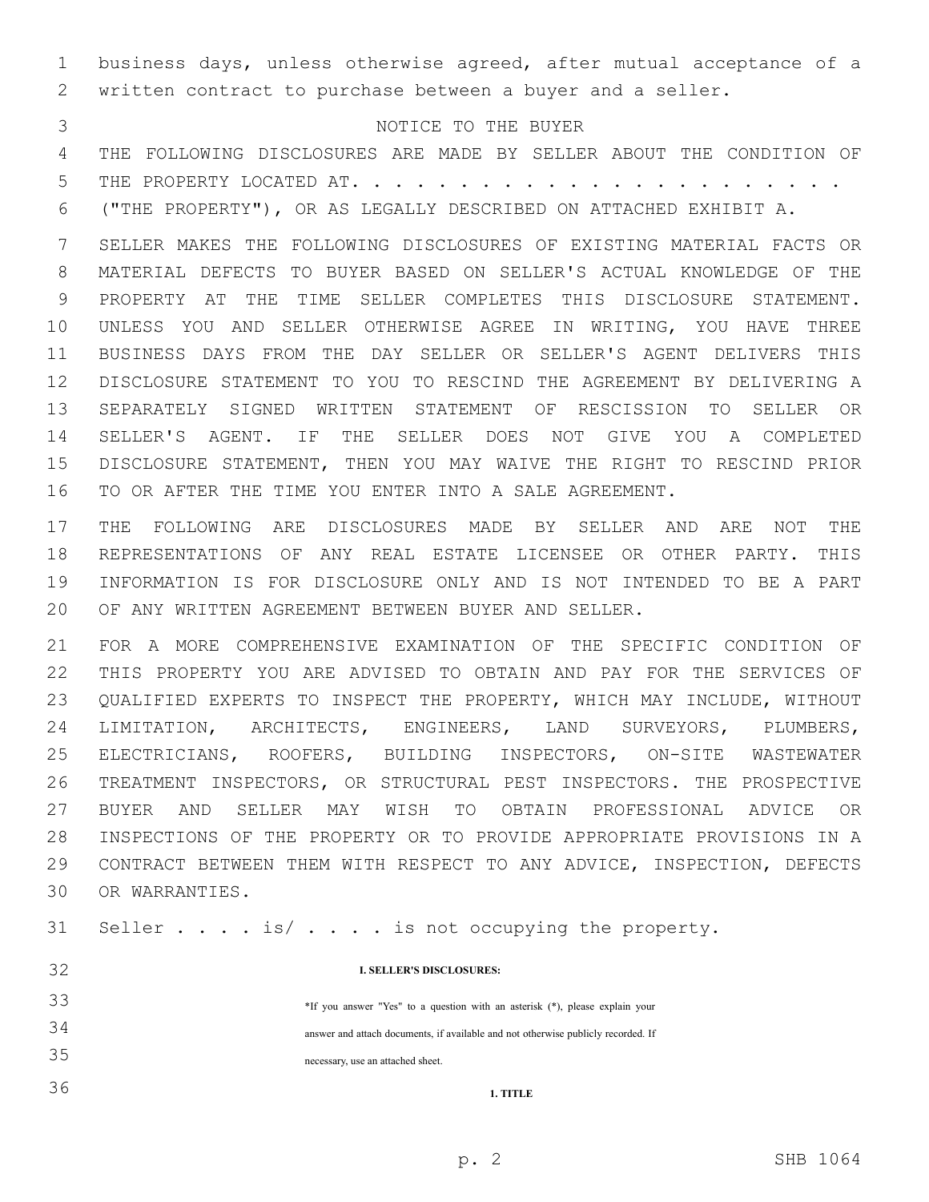business days, unless otherwise agreed, after mutual acceptance of a written contract to purchase between a buyer and a seller.

NOTICE TO THE BUYER

THE FOLLOWING DISCLOSURES ARE MADE BY SELLER ABOUT THE CONDITION OF THE PROPERTY LOCATED AT. . . . . . . . . . . . . . . . . . . . . . . ("THE PROPERTY"), OR AS LEGALLY DESCRIBED ON ATTACHED EXHIBIT A.

SELLER MAKES THE FOLLOWING DISCLOSURES OF EXISTING MATERIAL FACTS OR MATERIAL DEFECTS TO BUYER BASED ON SELLER'S ACTUAL KNOWLEDGE OF THE PROPERTY AT THE TIME SELLER COMPLETES THIS DISCLOSURE STATEMENT. UNLESS YOU AND SELLER OTHERWISE AGREE IN WRITING, YOU HAVE THREE BUSINESS DAYS FROM THE DAY SELLER OR SELLER'S AGENT DELIVERS THIS DISCLOSURE STATEMENT TO YOU TO RESCIND THE AGREEMENT BY DELIVERING A SEPARATELY SIGNED WRITTEN STATEMENT OF RESCISSION TO SELLER OR SELLER'S AGENT. IF THE SELLER DOES NOT GIVE YOU A COMPLETED DISCLOSURE STATEMENT, THEN YOU MAY WAIVE THE RIGHT TO RESCIND PRIOR TO OR AFTER THE TIME YOU ENTER INTO A SALE AGREEMENT.

THE FOLLOWING ARE DISCLOSURES MADE BY SELLER AND ARE NOT THE REPRESENTATIONS OF ANY REAL ESTATE LICENSEE OR OTHER PARTY. THIS INFORMATION IS FOR DISCLOSURE ONLY AND IS NOT INTENDED TO BE A PART OF ANY WRITTEN AGREEMENT BETWEEN BUYER AND SELLER.

FOR A MORE COMPREHENSIVE EXAMINATION OF THE SPECIFIC CONDITION OF THIS PROPERTY YOU ARE ADVISED TO OBTAIN AND PAY FOR THE SERVICES OF QUALIFIED EXPERTS TO INSPECT THE PROPERTY, WHICH MAY INCLUDE, WITHOUT LIMITATION, ARCHITECTS, ENGINEERS, LAND SURVEYORS, PLUMBERS, ELECTRICIANS, ROOFERS, BUILDING INSPECTORS, ON-SITE WASTEWATER TREATMENT INSPECTORS, OR STRUCTURAL PEST INSPECTORS. THE PROSPECTIVE BUYER AND SELLER MAY WISH TO OBTAIN PROFESSIONAL ADVICE OR INSPECTIONS OF THE PROPERTY OR TO PROVIDE APPROPRIATE PROVISIONS IN A CONTRACT BETWEEN THEM WITH RESPECT TO ANY ADVICE, INSPECTION, DEFECTS OR WARRANTIES.

Seller . . . . is/ . . . . is not occupying the property.

**I. SELLER'S DISCLOSURES:**

*If you answer "Yes" to a question with an asterisk (*), please explain your answer and attach documents, if available and not otherwise publicly recorded. If necessary, use an attached sheet.

**1. TITLE**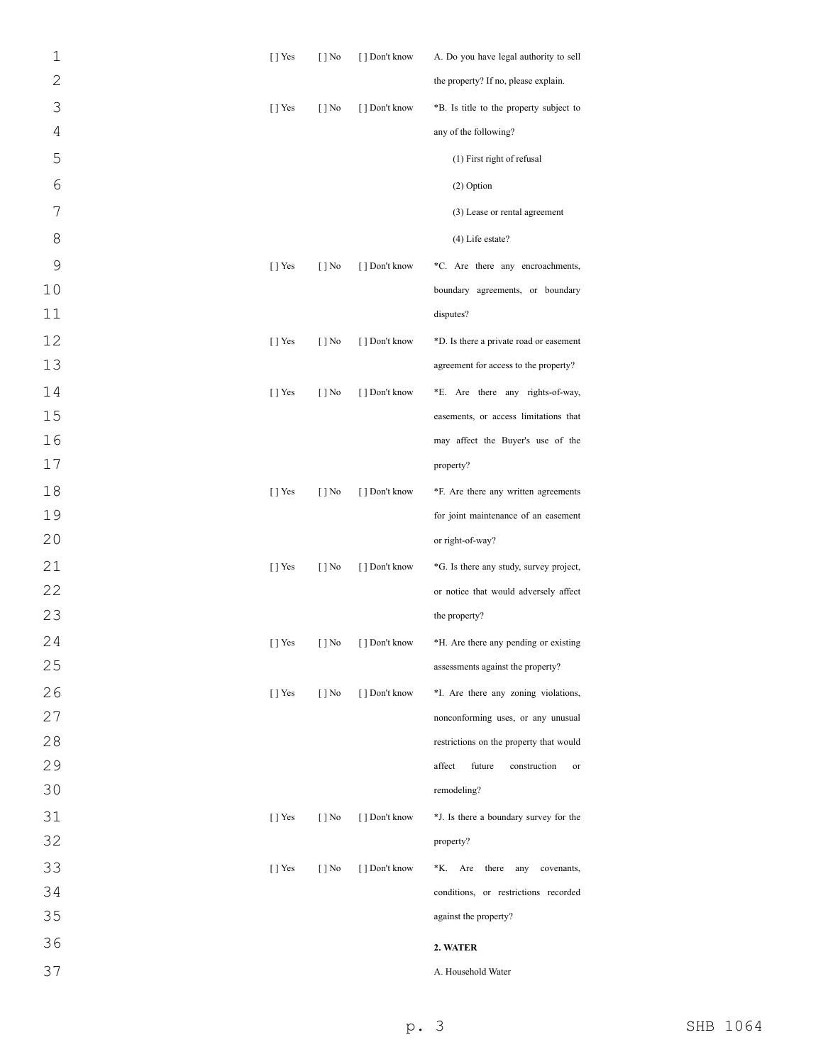| | | | |
|---|---|---|---|
| [ ] Yes | [ ] No | [ ] Don't know | A. Do you have legal authority to sell the property? If no, please explain. |
| [ ] Yes | [ ] No | [ ] Don't know | *B. Is title to the property subject to any of the following?<br>(1) First right of refusal<br>(2) Option<br>(3) Lease or rental agreement<br>(4) Life estate? |
| [ ] Yes | [ ] No | [ ] Don't know | *C. Are there any encroachments, boundary agreements, or boundary disputes? |
| [ ] Yes | [ ] No | [ ] Don't know | *D. Is there a private road or easement agreement for access to the property? |
| [ ] Yes | [ ] No | [ ] Don't know | *E. Are there any rights-of-way, easements, or access limitations that may affect the Buyer's use of the property? |
| [ ] Yes | [ ] No | [ ] Don't know | *F. Are there any written agreements for joint maintenance of an easement or right-of-way? |
| [ ] Yes | [ ] No | [ ] Don't know | *G. Is there any study, survey project, or notice that would adversely affect the property? |
| [ ] Yes | [ ] No | [ ] Don't know | *H. Are there any pending or existing assessments against the property? |
| [ ] Yes | [ ] No | [ ] Don't know | *I. Are there any zoning violations, nonconforming uses, or any unusual restrictions on the property that would affect future construction or remodeling? |
| [ ] Yes | [ ] No | [ ] Don't know | *J. Is there a boundary survey for the property? |
| [ ] Yes | [ ] No | [ ] Don't know | *K. Are there any covenants, conditions, or restrictions recorded against the property? |

**2. WATER**

A. Household Water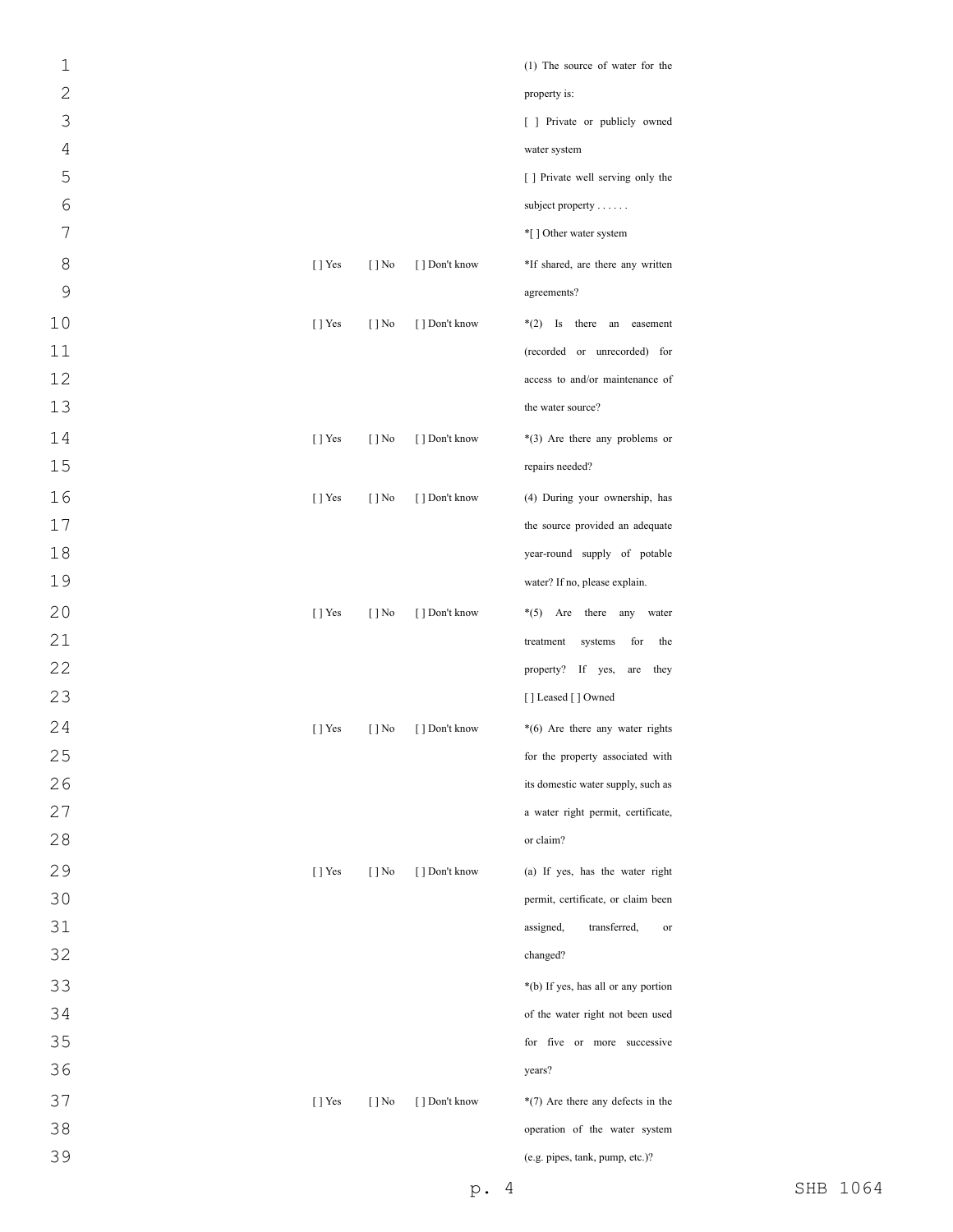| | | | |
|---|---|---|---|
| | | | (1) The source of water for the property is:<br>[ ] Private or publicly owned water system<br>[ ] Private well serving only the subject property . . . . . .<br>*[ ] Other water system |
| [ ] Yes | [ ] No | [ ] Don't know | *If shared, are there any written agreements? |
| [ ] Yes | [ ] No | [ ] Don't know | *(2) Is there an easement (recorded or unrecorded) for access to and/or maintenance of the water source? |
| [ ] Yes | [ ] No | [ ] Don't know | *(3) Are there any problems or repairs needed? |
| [ ] Yes | [ ] No | [ ] Don't know | (4) During your ownership, has the source provided an adequate year-round supply of potable water? If no, please explain. |
| [ ] Yes | [ ] No | [ ] Don't know | *(5) Are there any water treatment systems for the property? If yes, are they<br>[ ] Leased [ ] Owned |
| [ ] Yes | [ ] No | [ ] Don't know | *(6) Are there any water rights for the property associated with its domestic water supply, such as a water right permit, certificate, or claim? |
| [ ] Yes | [ ] No | [ ] Don't know | (a) If yes, has the water right permit, certificate, or claim been assigned, transferred, or changed? |
| | | | *(b) If yes, has all or any portion of the water right not been used for five or more successive years? |
| [ ] Yes | [ ] No | [ ] Don't know | *(7) Are there any defects in the operation of the water system (e.g. pipes, tank, pump, etc.)? |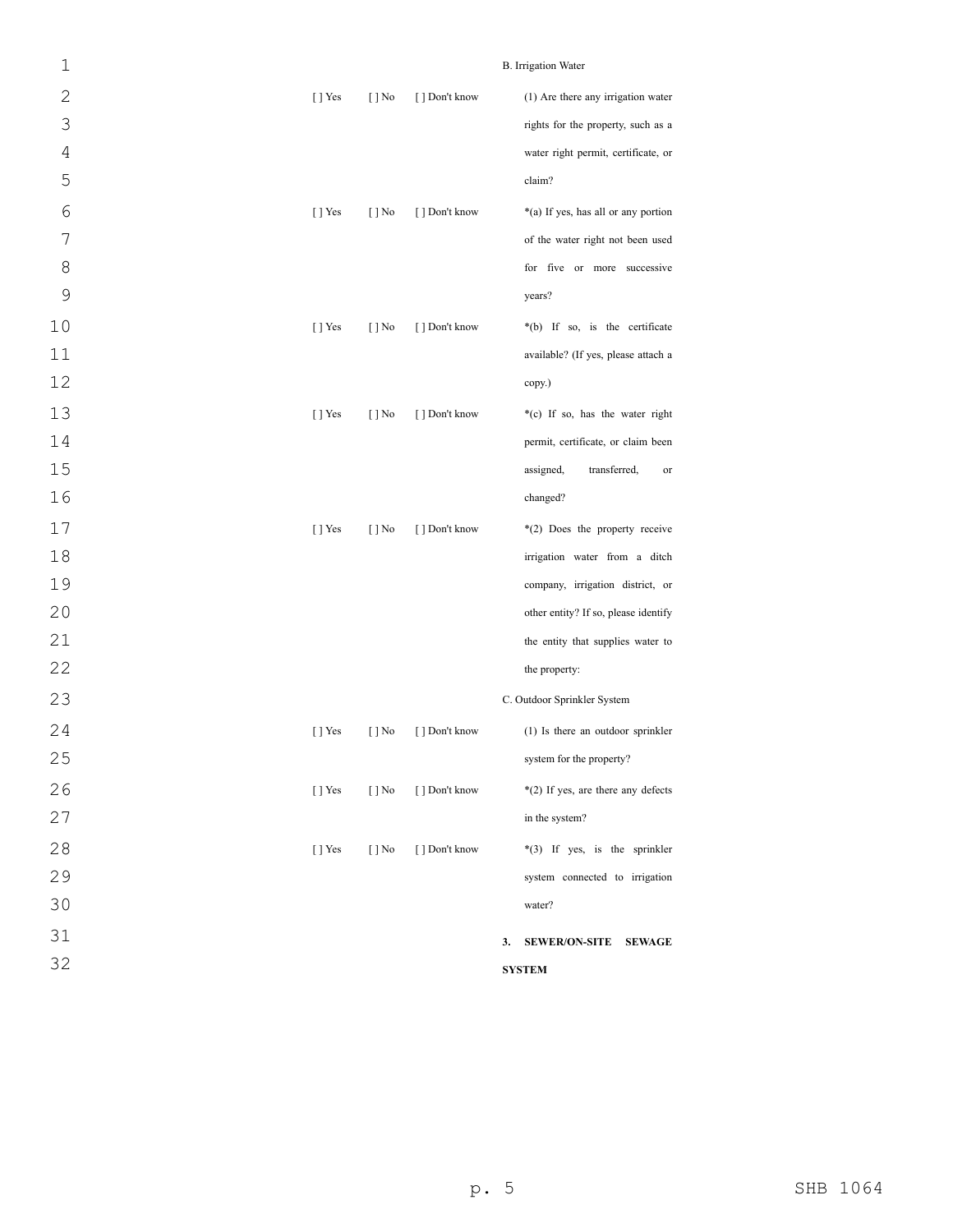B. Irrigation Water

| | | | |
|---|---|---|---|
| [ ] Yes | [ ] No | [ ] Don't know | (1) Are there any irrigation water rights for the property, such as a water right permit, certificate, or claim? |
| [ ] Yes | [ ] No | [ ] Don't know | *(a) If yes, has all or any portion of the water right not been used for five or more successive years? |
| [ ] Yes | [ ] No | [ ] Don't know | *(b) If so, is the certificate available? (If yes, please attach a copy.) |
| [ ] Yes | [ ] No | [ ] Don't know | *(c) If so, has the water right permit, certificate, or claim been assigned, transferred, or changed? |
| [ ] Yes | [ ] No | [ ] Don't know | *(2) Does the property receive irrigation water from a ditch company, irrigation district, or other entity? If so, please identify the entity that supplies water to the property: |

C. Outdoor Sprinkler System

| | | | |
|---|---|---|---|
| [ ] Yes | [ ] No | [ ] Don't know | (1) Is there an outdoor sprinkler system for the property? |
| [ ] Yes | [ ] No | [ ] Don't know | *(2) If yes, are there any defects in the system? |
| [ ] Yes | [ ] No | [ ] Don't know | *(3) If yes, is the sprinkler system connected to irrigation water? |

**3. SEWER/ON-SITE SEWAGE SYSTEM**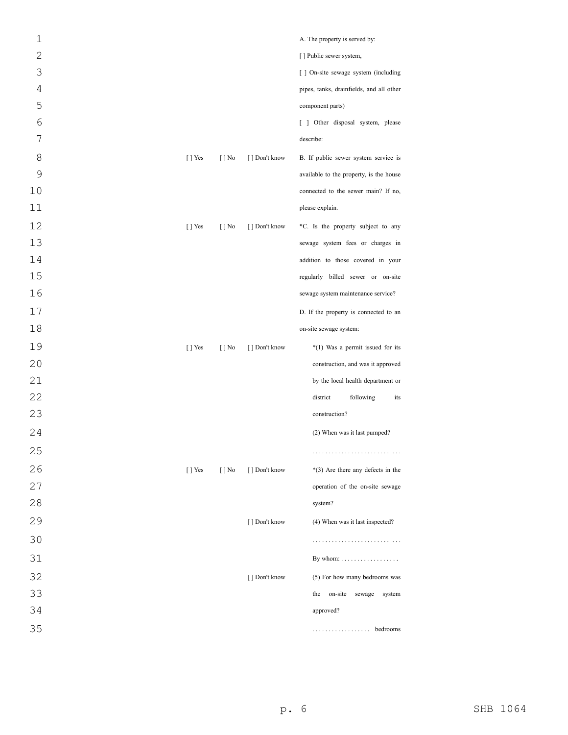| | | | |
|---|---|---|---|
| | | | A. The property is served by: |
| | | | [ ] Public sewer system, |
| | | | [ ] On-site sewage system (including pipes, tanks, drainfields, and all other component parts) |
| | | | [ ] Other disposal system, please describe: |
| [ ] Yes | [ ] No | [ ] Don't know | B. If public sewer system service is available to the property, is the house connected to the sewer main? If no, please explain. |
| [ ] Yes | [ ] No | [ ] Don't know | *C. Is the property subject to any sewage system fees or charges in addition to those covered in your regularly billed sewer or on-site sewage system maintenance service? |
| | | | D. If the property is connected to an on-site sewage system: |
| [ ] Yes | [ ] No | [ ] Don't know | *(1) Was a permit issued for its construction, and was it approved by the local health department or district following its construction? |
| | | | (2) When was it last pumped? |
| | | | . . . . . . . . . . . . . . . . . . . . . . . . . . . |
| [ ] Yes | [ ] No | [ ] Don't know | *(3) Are there any defects in the operation of the on-site sewage system? |
| | | [ ] Don't know | (4) When was it last inspected? |
| | | | . . . . . . . . . . . . . . . . . . . . . . . . . . . |
| | | | By whom: . . . . . . . . . . . . . . . . . . |
| | | [ ] Don't know | (5) For how many bedrooms was the on-site sewage system approved? |
| | | | . . . . . . . . . . . . . . . . . . bedrooms |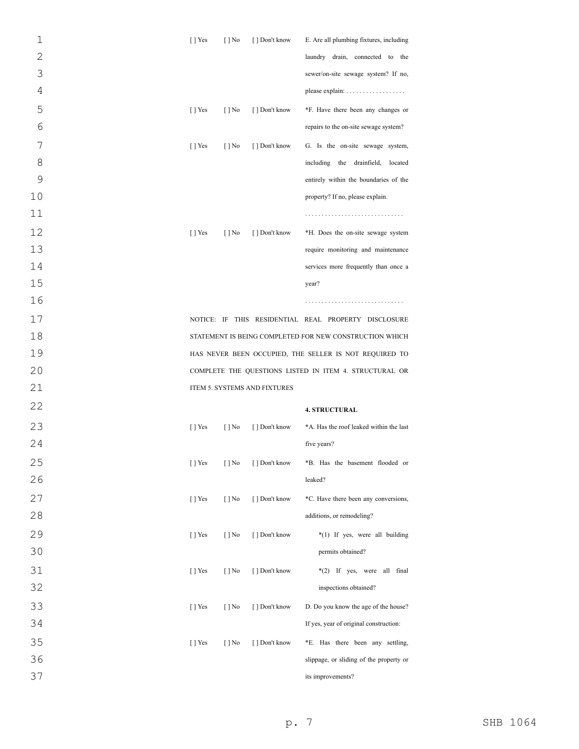[ ] Yes [ ] No [ ] Don't know E. Are all plumbing fixtures, including laundry drain, connected to the sewer/on-site sewage system? If no, please explain: . . . . . . . . . . . . . . . . . .

[ ] Yes [ ] No [ ] Don't know *F. Have there been any changes or repairs to the on-site sewage system?

[ ] Yes [ ] No [ ] Don't know G. Is the on-site sewage system, including the drainfield, located entirely within the boundaries of the property? If no, please explain.

. . . . . . . . . . . . . . . . . . . . . . . . . . . . . .

[ ] Yes [ ] No [ ] Don't know *H. Does the on-site sewage system require monitoring and maintenance services more frequently than once a year?

. . . . . . . . . . . . . . . . . . . . . . . . . . . . . .

NOTICE: IF THIS RESIDENTIAL REAL PROPERTY DISCLOSURE STATEMENT IS BEING COMPLETED FOR NEW CONSTRUCTION WHICH HAS NEVER BEEN OCCUPIED, THE SELLER IS NOT REQUIRED TO COMPLETE THE QUESTIONS LISTED IN ITEM 4. STRUCTURAL OR ITEM 5. SYSTEMS AND FIXTURES

**4. STRUCTURAL**

[ ] Yes [ ] No [ ] Don't know *A. Has the roof leaked within the last five years?

[ ] Yes [ ] No [ ] Don't know *B. Has the basement flooded or leaked?

[ ] Yes [ ] No [ ] Don't know *C. Have there been any conversions, additions, or remodeling?

[ ] Yes [ ] No [ ] Don't know *(1) If yes, were all building permits obtained?

[ ] Yes [ ] No [ ] Don't know *(2) If yes, were all final inspections obtained?

[ ] Yes [ ] No [ ] Don't know D. Do you know the age of the house? If yes, year of original construction:

[ ] Yes [ ] No [ ] Don't know *E. Has there been any settling, slippage, or sliding of the property or its improvements?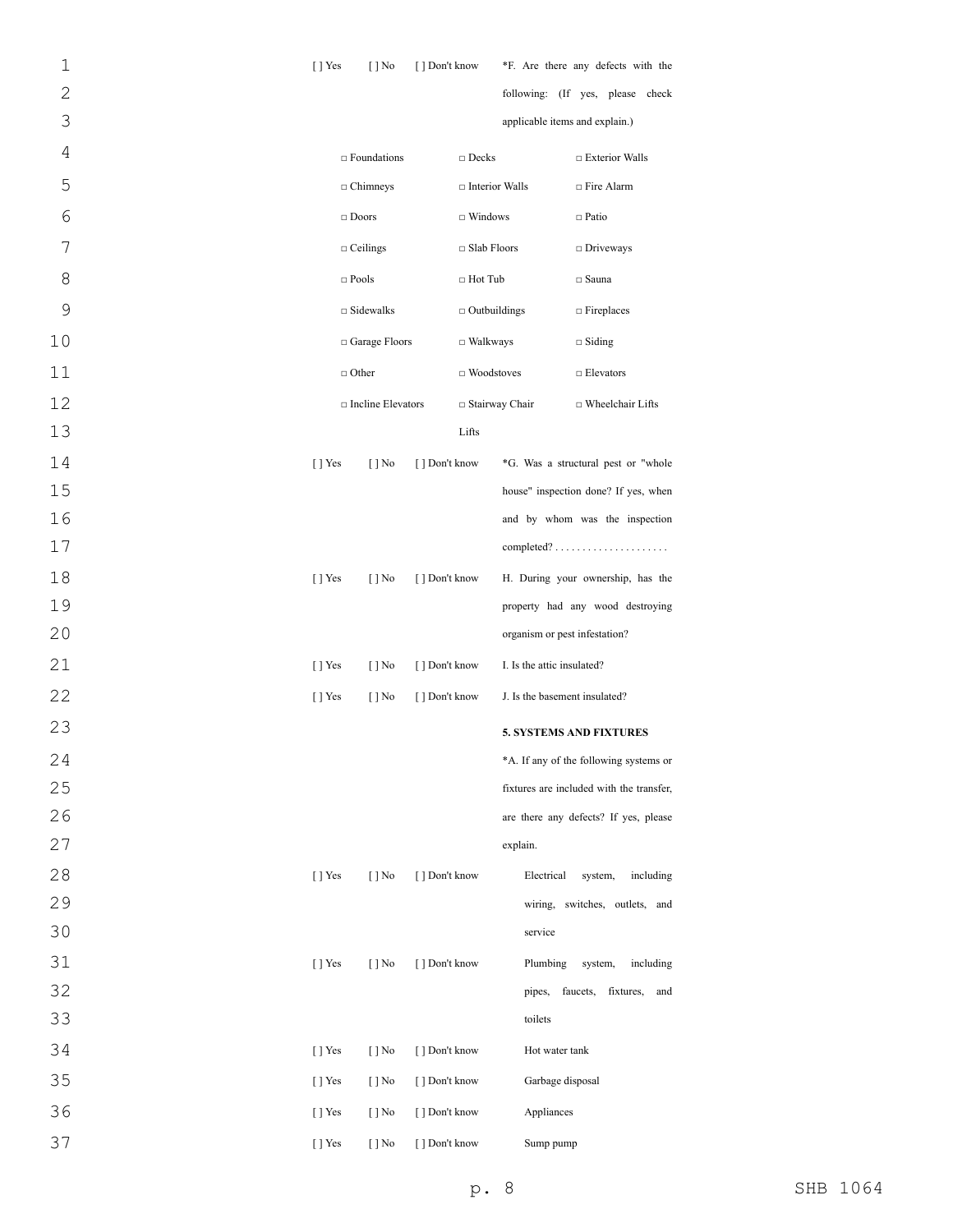[ ] Yes [ ] No [ ] Don't know *F. Are there any defects with the following: (If yes, please check applicable items and explain.)

| | | |
|---|---|---|
| □ Foundations | □ Decks | □ Exterior Walls |
| □ Chimneys | □ Interior Walls | □ Fire Alarm |
| □ Doors | □ Windows | □ Patio |
| □ Ceilings | □ Slab Floors | □ Driveways |
| □ Pools | □ Hot Tub | □ Sauna |
| □ Sidewalks | □ Outbuildings | □ Fireplaces |
| □ Garage Floors | □ Walkways | □ Siding |
| □ Other | □ Woodstoves | □ Elevators |
| □ Incline Elevators | □ Stairway Chair Lifts | □ Wheelchair Lifts |

[ ] Yes [ ] No [ ] Don't know *G. Was a structural pest or "whole house" inspection done? If yes, when and by whom was the inspection completed? . . . . . . . . . . . . . . . . . . . . .

[ ] Yes [ ] No [ ] Don't know H. During your ownership, has the property had any wood destroying organism or pest infestation?

[ ] Yes [ ] No [ ] Don't know I. Is the attic insulated?

[ ] Yes [ ] No [ ] Don't know J. Is the basement insulated?

**5. SYSTEMS AND FIXTURES**

*A. If any of the following systems or fixtures are included with the transfer, are there any defects? If yes, please explain.

[ ] Yes [ ] No [ ] Don't know Electrical system, including wiring, switches, outlets, and service

[ ] Yes [ ] No [ ] Don't know Plumbing system, including pipes, faucets, fixtures, and toilets

[ ] Yes [ ] No [ ] Don't know Hot water tank

[ ] Yes [ ] No [ ] Don't know Garbage disposal

[ ] Yes [ ] No [ ] Don't know Appliances

[ ] Yes [ ] No [ ] Don't know Sump pump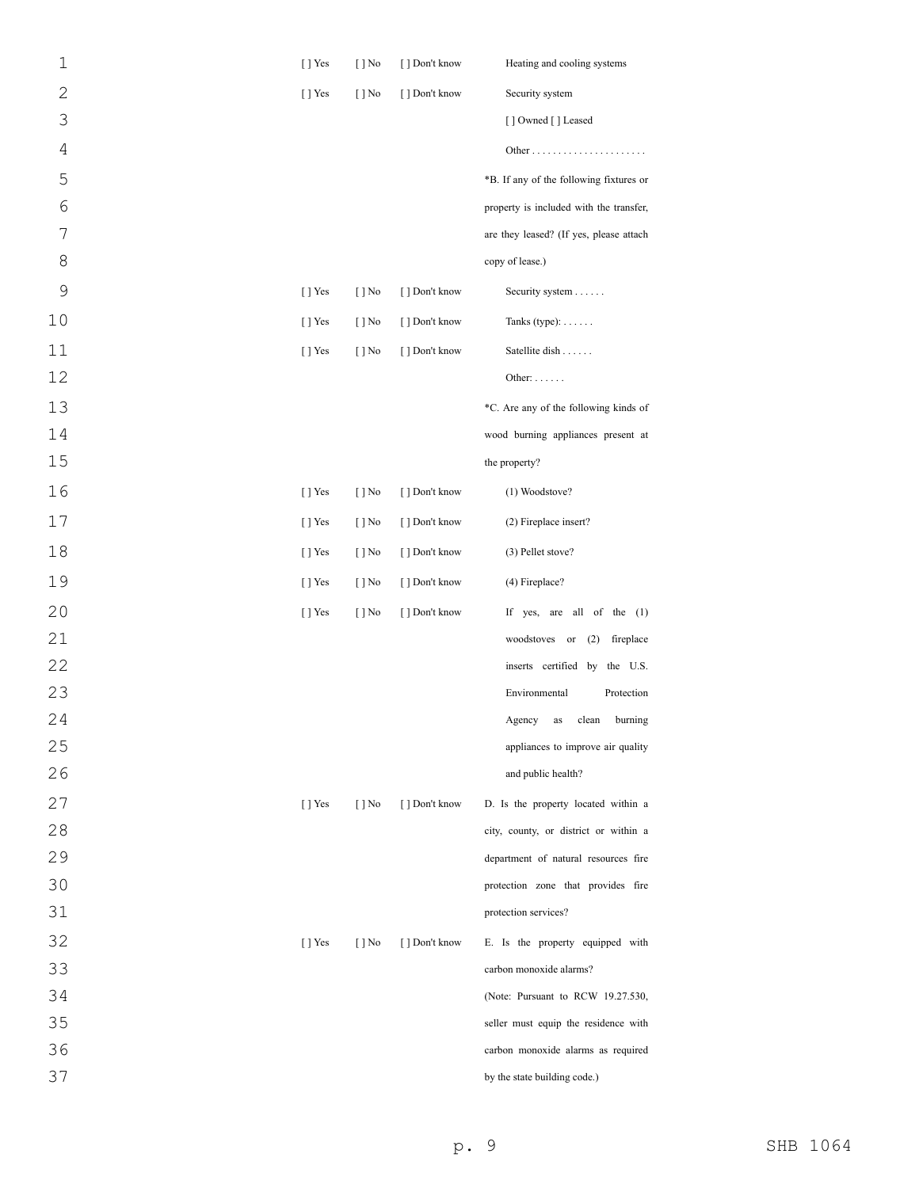| | | | |
|---|---|---|---|
| [ ] Yes | [ ] No | [ ] Don't know | Heating and cooling systems |
| [ ] Yes | [ ] No | [ ] Don't know | Security system |
| | | | [ ] Owned [ ] Leased |
| | | | Other . . . . . . . . . . . . . . . . . . . . . . |
| | | | *B. If any of the following fixtures or property is included with the transfer, are they leased? (If yes, please attach copy of lease.) |
| [ ] Yes | [ ] No | [ ] Don't know | Security system . . . . . . |
| [ ] Yes | [ ] No | [ ] Don't know | Tanks (type): . . . . . . |
| [ ] Yes | [ ] No | [ ] Don't know | Satellite dish . . . . . . |
| | | | Other: . . . . . . |
| | | | *C. Are any of the following kinds of wood burning appliances present at the property? |
| [ ] Yes | [ ] No | [ ] Don't know | (1) Woodstove? |
| [ ] Yes | [ ] No | [ ] Don't know | (2) Fireplace insert? |
| [ ] Yes | [ ] No | [ ] Don't know | (3) Pellet stove? |
| [ ] Yes | [ ] No | [ ] Don't know | (4) Fireplace? |
| [ ] Yes | [ ] No | [ ] Don't know | If yes, are all of the (1) woodstoves or (2) fireplace inserts certified by the U.S. Environmental Protection Agency as clean burning appliances to improve air quality and public health? |
| [ ] Yes | [ ] No | [ ] Don't know | D. Is the property located within a city, county, or district or within a department of natural resources fire protection zone that provides fire protection services? |
| [ ] Yes | [ ] No | [ ] Don't know | E. Is the property equipped with carbon monoxide alarms? |
| | | | (Note: Pursuant to RCW 19.27.530, seller must equip the residence with carbon monoxide alarms as required by the state building code.) |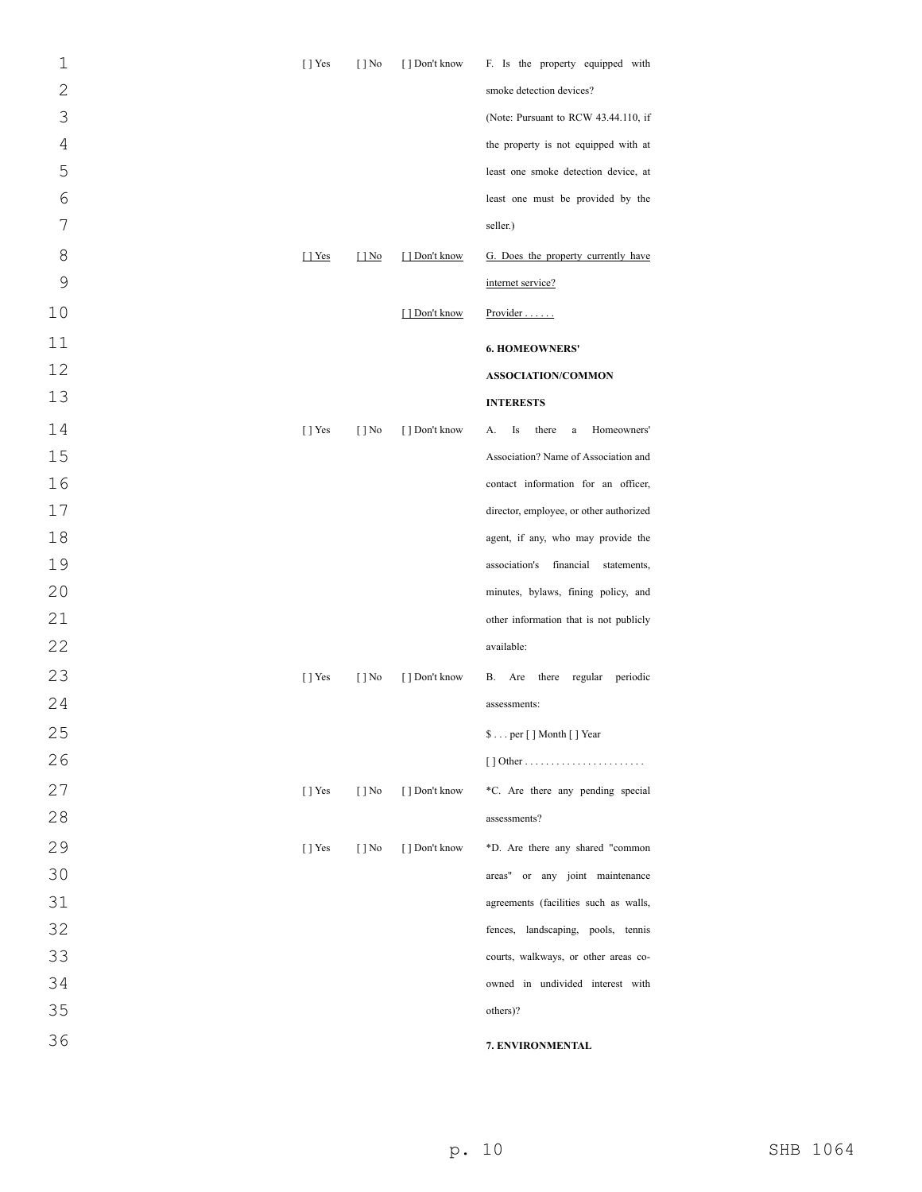| | | | |
|---|---|---|---|
| [ ] Yes | [ ] No | [ ] Don't know | F. Is the property equipped with smoke detection devices? (Note: Pursuant to RCW 43.44.110, if the property is not equipped with at least one smoke detection device, at least one must be provided by the seller.) |
| <u>[ ] Yes</u> | <u>[ ] No</u> | <u>[ ] Don't know</u> | <u>G. Does the property currently have internet service?</u> |
| | | <u>[ ] Don't know</u> | <u>Provider . . . . . .</u> |
| | | | **6. HOMEOWNERS' ASSOCIATION/COMMON INTERESTS** |
| [ ] Yes | [ ] No | [ ] Don't know | A. Is there a Homeowners' Association? Name of Association and contact information for an officer, director, employee, or other authorized agent, if any, who may provide the association's financial statements, minutes, bylaws, fining policy, and other information that is not publicly available: |
| [ ] Yes | [ ] No | [ ] Don't know | B. Are there regular periodic assessments: $ . . . per [ ] Month [ ] Year [ ] Other . . . . . . . . . . . . . . . . . . . . . . . |
| [ ] Yes | [ ] No | [ ] Don't know | *C. Are there any pending special assessments? |
| [ ] Yes | [ ] No | [ ] Don't know | *D. Are there any shared "common areas" or any joint maintenance agreements (facilities such as walls, fences, landscaping, pools, tennis courts, walkways, or other areas co-owned in undivided interest with others)? |
| | | | **7. ENVIRONMENTAL** |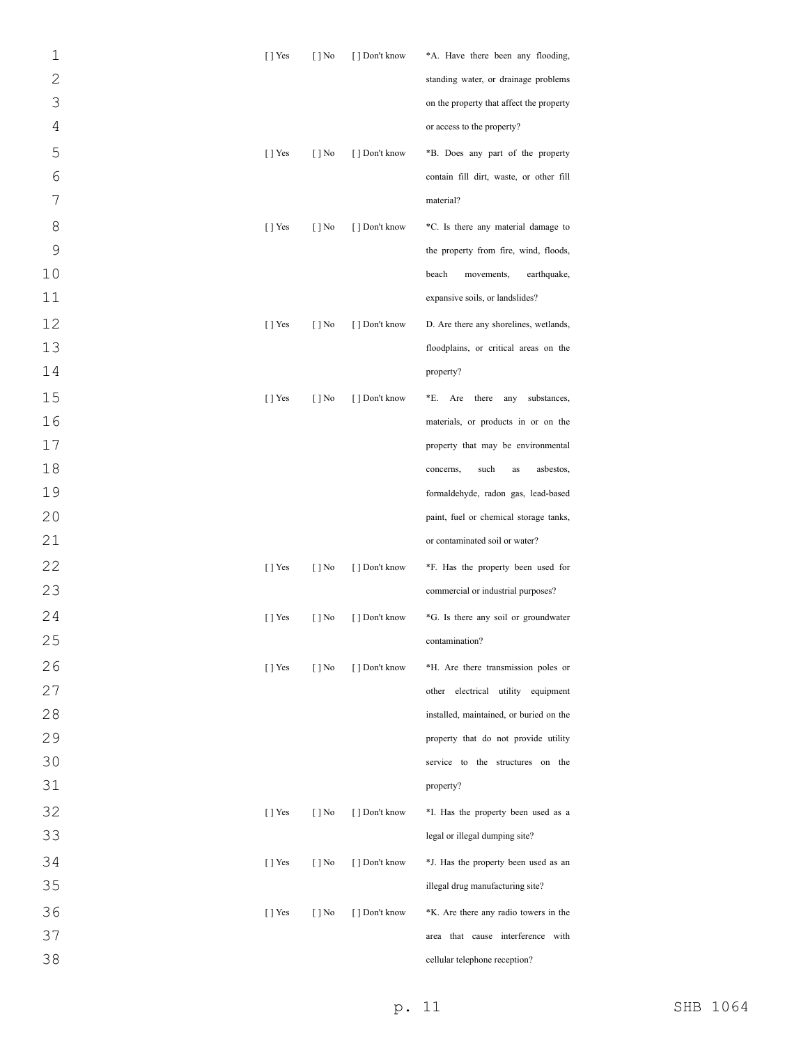| | | | |
|---|---|---|---|
| [ ] Yes | [ ] No | [ ] Don't know | *A. Have there been any flooding, standing water, or drainage problems on the property that affect the property or access to the property? |
| [ ] Yes | [ ] No | [ ] Don't know | *B. Does any part of the property contain fill dirt, waste, or other fill material? |
| [ ] Yes | [ ] No | [ ] Don't know | *C. Is there any material damage to the property from fire, wind, floods, beach movements, earthquake, expansive soils, or landslides? |
| [ ] Yes | [ ] No | [ ] Don't know | D. Are there any shorelines, wetlands, floodplains, or critical areas on the property? |
| [ ] Yes | [ ] No | [ ] Don't know | *E. Are there any substances, materials, or products in or on the property that may be environmental concerns, such as asbestos, formaldehyde, radon gas, lead-based paint, fuel or chemical storage tanks, or contaminated soil or water? |
| [ ] Yes | [ ] No | [ ] Don't know | *F. Has the property been used for commercial or industrial purposes? |
| [ ] Yes | [ ] No | [ ] Don't know | *G. Is there any soil or groundwater contamination? |
| [ ] Yes | [ ] No | [ ] Don't know | *H. Are there transmission poles or other electrical utility equipment installed, maintained, or buried on the property that do not provide utility service to the structures on the property? |
| [ ] Yes | [ ] No | [ ] Don't know | *I. Has the property been used as a legal or illegal dumping site? |
| [ ] Yes | [ ] No | [ ] Don't know | *J. Has the property been used as an illegal drug manufacturing site? |
| [ ] Yes | [ ] No | [ ] Don't know | *K. Are there any radio towers in the area that cause interference with cellular telephone reception? |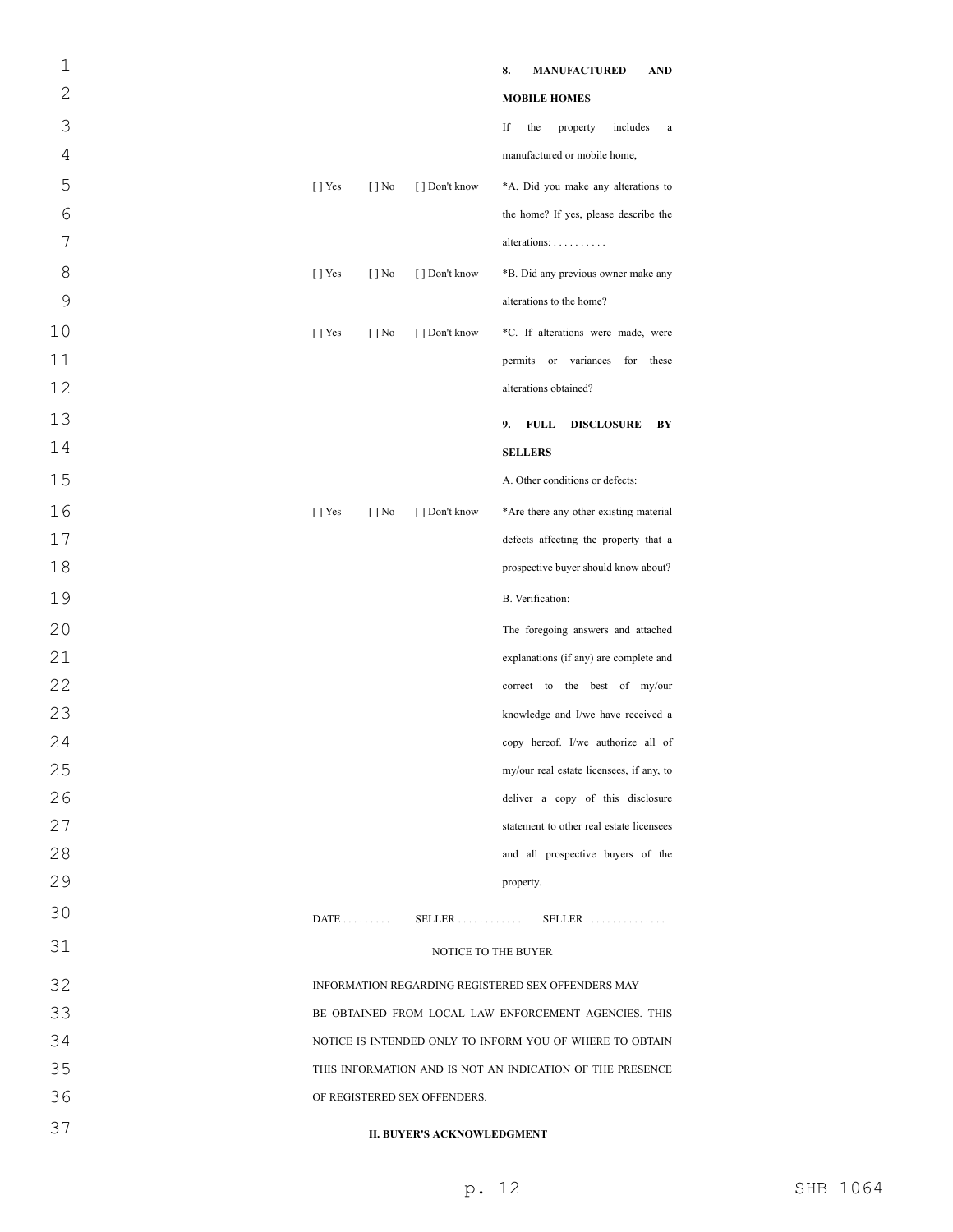**8. MANUFACTURED AND MOBILE HOMES**

If the property includes a manufactured or mobile home,

[ ] Yes [ ] No [ ] Don't know *A. Did you make any alterations to the home? If yes, please describe the alterations: . . . . . . . . . .

[ ] Yes [ ] No [ ] Don't know *B. Did any previous owner make any alterations to the home?

[ ] Yes [ ] No [ ] Don't know *C. If alterations were made, were permits or variances for these alterations obtained?

**9. FULL DISCLOSURE BY SELLERS**

A. Other conditions or defects:

[ ] Yes [ ] No [ ] Don't know *Are there any other existing material defects affecting the property that a prospective buyer should know about?

B. Verification:

The foregoing answers and attached explanations (if any) are complete and correct to the best of my/our knowledge and I/we have received a copy hereof. I/we authorize all of my/our real estate licensees, if any, to deliver a copy of this disclosure statement to other real estate licensees and all prospective buyers of the property.

DATE . . . . . . . . . SELLER . . . . . . . . . . . . SELLER . . . . . . . . . . . . . . .

NOTICE TO THE BUYER

INFORMATION REGARDING REGISTERED SEX OFFENDERS MAY BE OBTAINED FROM LOCAL LAW ENFORCEMENT AGENCIES. THIS NOTICE IS INTENDED ONLY TO INFORM YOU OF WHERE TO OBTAIN THIS INFORMATION AND IS NOT AN INDICATION OF THE PRESENCE OF REGISTERED SEX OFFENDERS.

**II. BUYER'S ACKNOWLEDGMENT**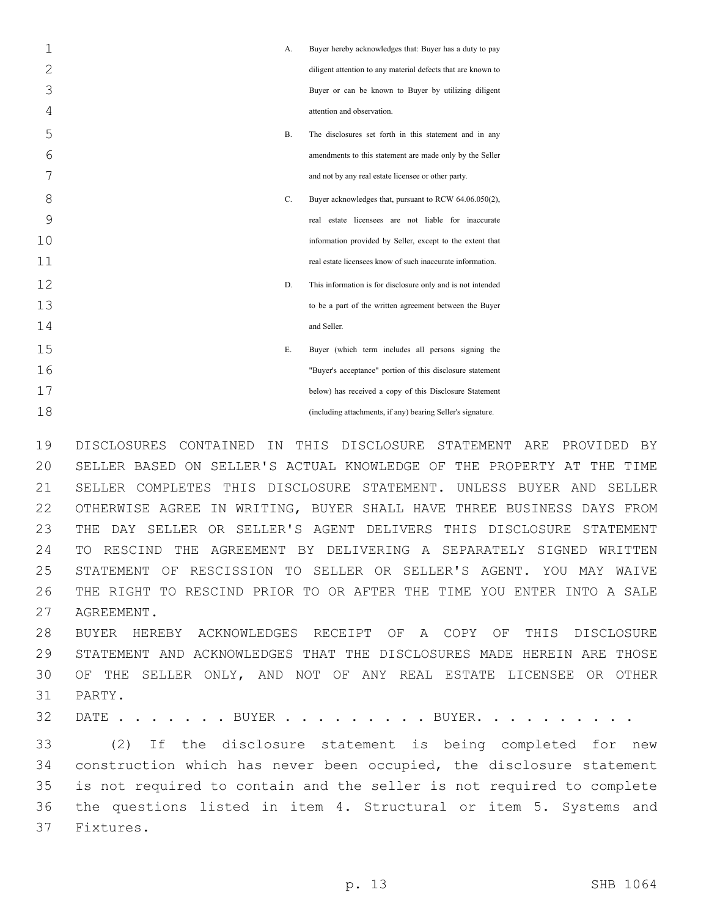A. Buyer hereby acknowledges that: Buyer has a duty to pay diligent attention to any material defects that are known to Buyer or can be known to Buyer by utilizing diligent attention and observation.

B. The disclosures set forth in this statement and in any amendments to this statement are made only by the Seller and not by any real estate licensee or other party.

C. Buyer acknowledges that, pursuant to RCW 64.06.050(2), real estate licensees are not liable for inaccurate information provided by Seller, except to the extent that real estate licensees know of such inaccurate information.

D. This information is for disclosure only and is not intended to be a part of the written agreement between the Buyer and Seller.

E. Buyer (which term includes all persons signing the "Buyer's acceptance" portion of this disclosure statement below) has received a copy of this Disclosure Statement (including attachments, if any) bearing Seller's signature.

DISCLOSURES CONTAINED IN THIS DISCLOSURE STATEMENT ARE PROVIDED BY SELLER BASED ON SELLER'S ACTUAL KNOWLEDGE OF THE PROPERTY AT THE TIME SELLER COMPLETES THIS DISCLOSURE STATEMENT. UNLESS BUYER AND SELLER OTHERWISE AGREE IN WRITING, BUYER SHALL HAVE THREE BUSINESS DAYS FROM THE DAY SELLER OR SELLER'S AGENT DELIVERS THIS DISCLOSURE STATEMENT TO RESCIND THE AGREEMENT BY DELIVERING A SEPARATELY SIGNED WRITTEN STATEMENT OF RESCISSION TO SELLER OR SELLER'S AGENT. YOU MAY WAIVE THE RIGHT TO RESCIND PRIOR TO OR AFTER THE TIME YOU ENTER INTO A SALE AGREEMENT.

BUYER HEREBY ACKNOWLEDGES RECEIPT OF A COPY OF THIS DISCLOSURE STATEMENT AND ACKNOWLEDGES THAT THE DISCLOSURES MADE HEREIN ARE THOSE OF THE SELLER ONLY, AND NOT OF ANY REAL ESTATE LICENSEE OR OTHER PARTY.

DATE . . . . . . . BUYER . . . . . . . . . . BUYER. . . . . . . . . .

(2) If the disclosure statement is being completed for new construction which has never been occupied, the disclosure statement is not required to contain and the seller is not required to complete the questions listed in item 4. Structural or item 5. Systems and Fixtures.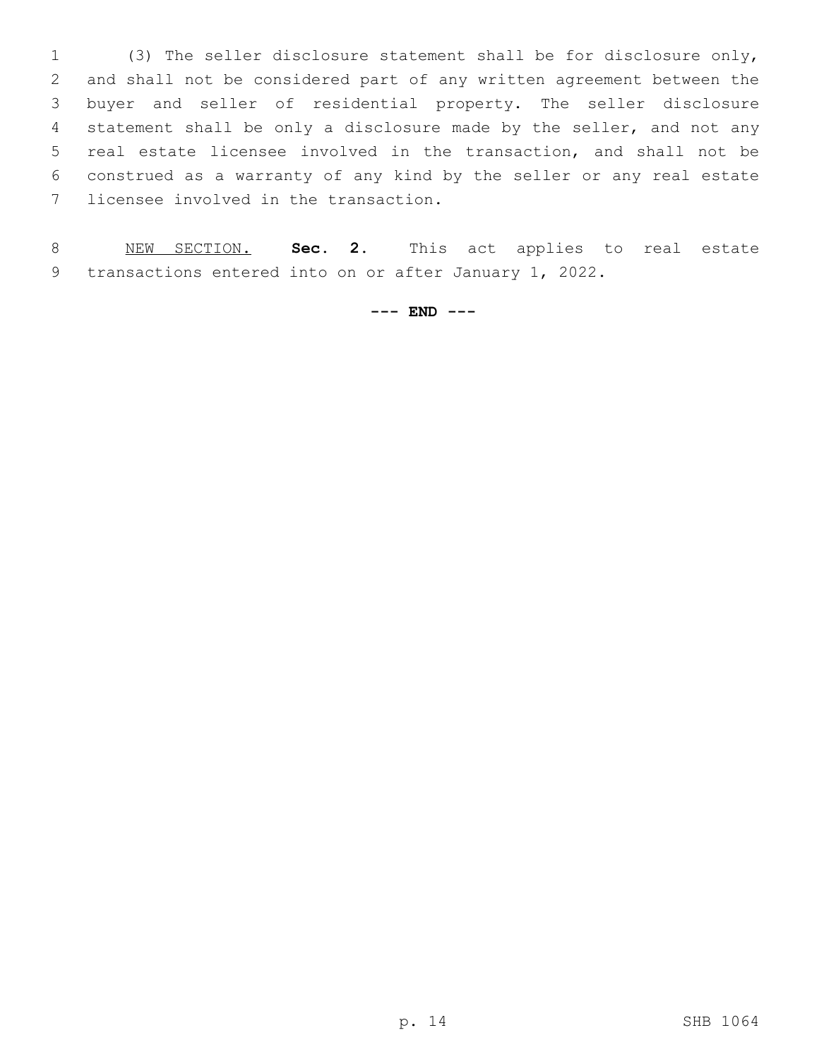(3) The seller disclosure statement shall be for disclosure only, and shall not be considered part of any written agreement between the buyer and seller of residential property. The seller disclosure statement shall be only a disclosure made by the seller, and not any real estate licensee involved in the transaction, and shall not be construed as a warranty of any kind by the seller or any real estate licensee involved in the transaction.

NEW SECTION. **Sec. 2.** This act applies to real estate transactions entered into on or after January 1, 2022.

**--- END ---**